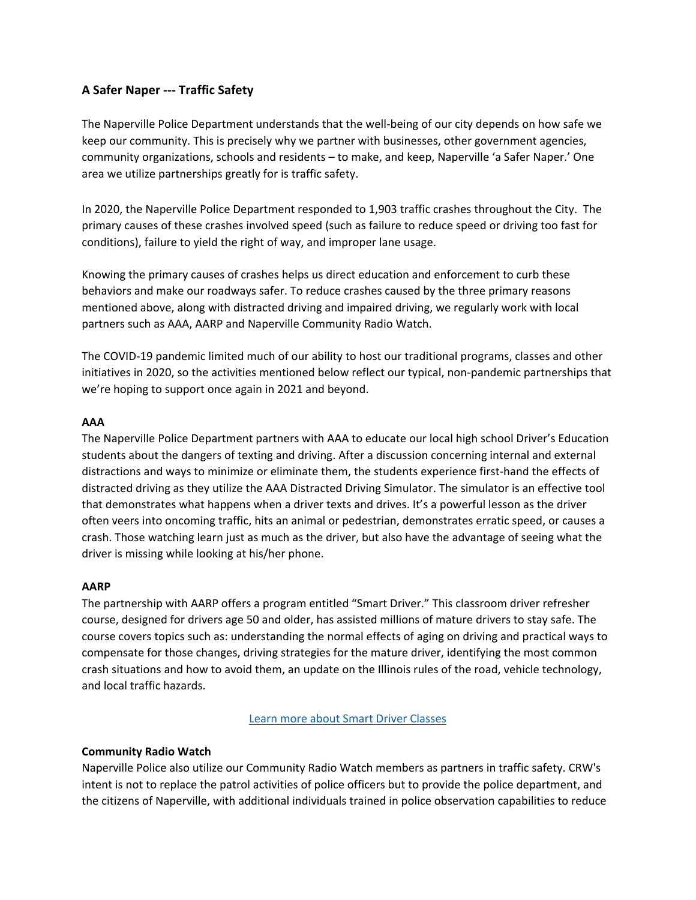## A Safer Naper --- Traffic Safety

The Naperville Police Department understands that the well-being of our city depends on how safe we keep our community. This is precisely why we partner with businesses, other government agencies, community organizations, schools and residents – to make, and keep, Naperville 'a Safer Naper.' One area we utilize partnerships greatly for is traffic safety.

In 2020, the Naperville Police Department responded to 1,903 traffic crashes throughout the City. The primary causes of these crashes involved speed (such as failure to reduce speed or driving too fast for conditions), failure to yield the right of way, and improper lane usage.

Knowing the primary causes of crashes helps us direct education and enforcement to curb these behaviors and make our roadways safer. To reduce crashes caused by the three primary reasons mentioned above, along with distracted driving and impaired driving, we regularly work with local partners such as AAA, AARP and Naperville Community Radio Watch.

The COVID-19 pandemic limited much of our ability to host our traditional programs, classes and other initiatives in 2020, so the activities mentioned below reflect our typical, non-pandemic partnerships that we're hoping to support once again in 2021 and beyond.

**AAA**

The Naperville Police Department partners with AAA to educate our local high school Driver's Education students about the dangers of texting and driving. After a discussion concerning internal and external distractions and ways to minimize or eliminate them, the students experience first-hand the effects of distracted driving as they utilize the AAA Distracted Driving Simulator. The simulator is an effective tool that demonstrates what happens when a driver texts and drives. It's a powerful lesson as the driver often veers into oncoming traffic, hits an animal or pedestrian, demonstrates erratic speed, or causes a crash. Those watching learn just as much as the driver, but also have the advantage of seeing what the driver is missing while looking at his/her phone.

**AARP**

The partnership with AARP offers a program entitled "Smart Driver." This classroom driver refresher course, designed for drivers age 50 and older, has assisted millions of mature drivers to stay safe. The course covers topics such as: understanding the normal effects of aging on driving and practical ways to compensate for those changes, driving strategies for the mature driver, identifying the most common crash situations and how to avoid them, an update on the Illinois rules of the road, vehicle technology, and local traffic hazards.

Learn more about Smart Driver Classes

**Community Radio Watch**

Naperville Police also utilize our Community Radio Watch members as partners in traffic safety. CRW's intent is not to replace the patrol activities of police officers but to provide the police department, and the citizens of Naperville, with additional individuals trained in police observation capabilities to reduce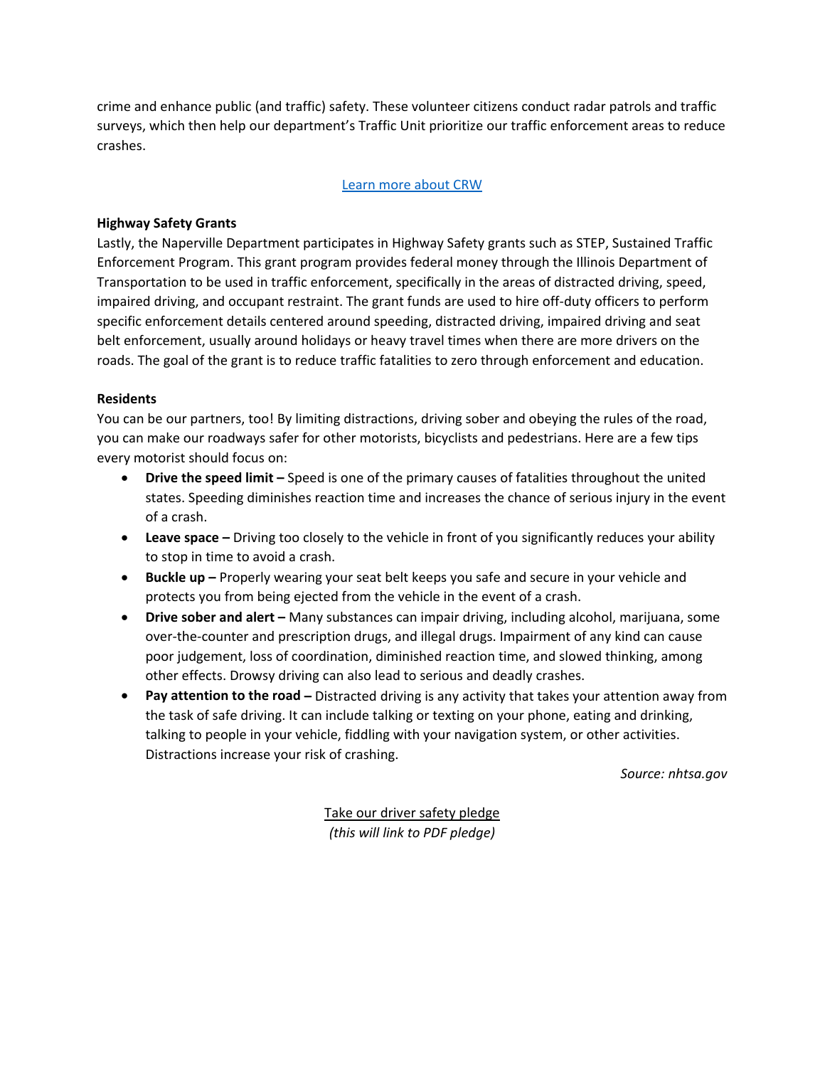crime and enhance public (and traffic) safety. These volunteer citizens conduct radar patrols and traffic surveys, which then help our department's Traffic Unit prioritize our traffic enforcement areas to reduce crashes.

Learn more about CRW

**Highway Safety Grants**

Lastly, the Naperville Department participates in Highway Safety grants such as STEP, Sustained Traffic Enforcement Program. This grant program provides federal money through the Illinois Department of Transportation to be used in traffic enforcement, specifically in the areas of distracted driving, speed, impaired driving, and occupant restraint. The grant funds are used to hire off-duty officers to perform specific enforcement details centered around speeding, distracted driving, impaired driving and seat belt enforcement, usually around holidays or heavy travel times when there are more drivers on the roads. The goal of the grant is to reduce traffic fatalities to zero through enforcement and education.

**Residents**

You can be our partners, too! By limiting distractions, driving sober and obeying the rules of the road, you can make our roadways safer for other motorists, bicyclists and pedestrians. Here are a few tips every motorist should focus on:

- **Drive the speed limit –** Speed is one of the primary causes of fatalities throughout the united states. Speeding diminishes reaction time and increases the chance of serious injury in the event of a crash.
- **Leave space –** Driving too closely to the vehicle in front of you significantly reduces your ability to stop in time to avoid a crash.
- **Buckle up –** Properly wearing your seat belt keeps you safe and secure in your vehicle and protects you from being ejected from the vehicle in the event of a crash.
- **Drive sober and alert –** Many substances can impair driving, including alcohol, marijuana, some over-the-counter and prescription drugs, and illegal drugs. Impairment of any kind can cause poor judgement, loss of coordination, diminished reaction time, and slowed thinking, among other effects. Drowsy driving can also lead to serious and deadly crashes.
- **Pay attention to the road –** Distracted driving is any activity that takes your attention away from the task of safe driving. It can include talking or texting on your phone, eating and drinking, talking to people in your vehicle, fiddling with your navigation system, or other activities. Distractions increase your risk of crashing.

*Source: nhtsa.gov*

Take our driver safety pledge
*(this will link to PDF pledge)*